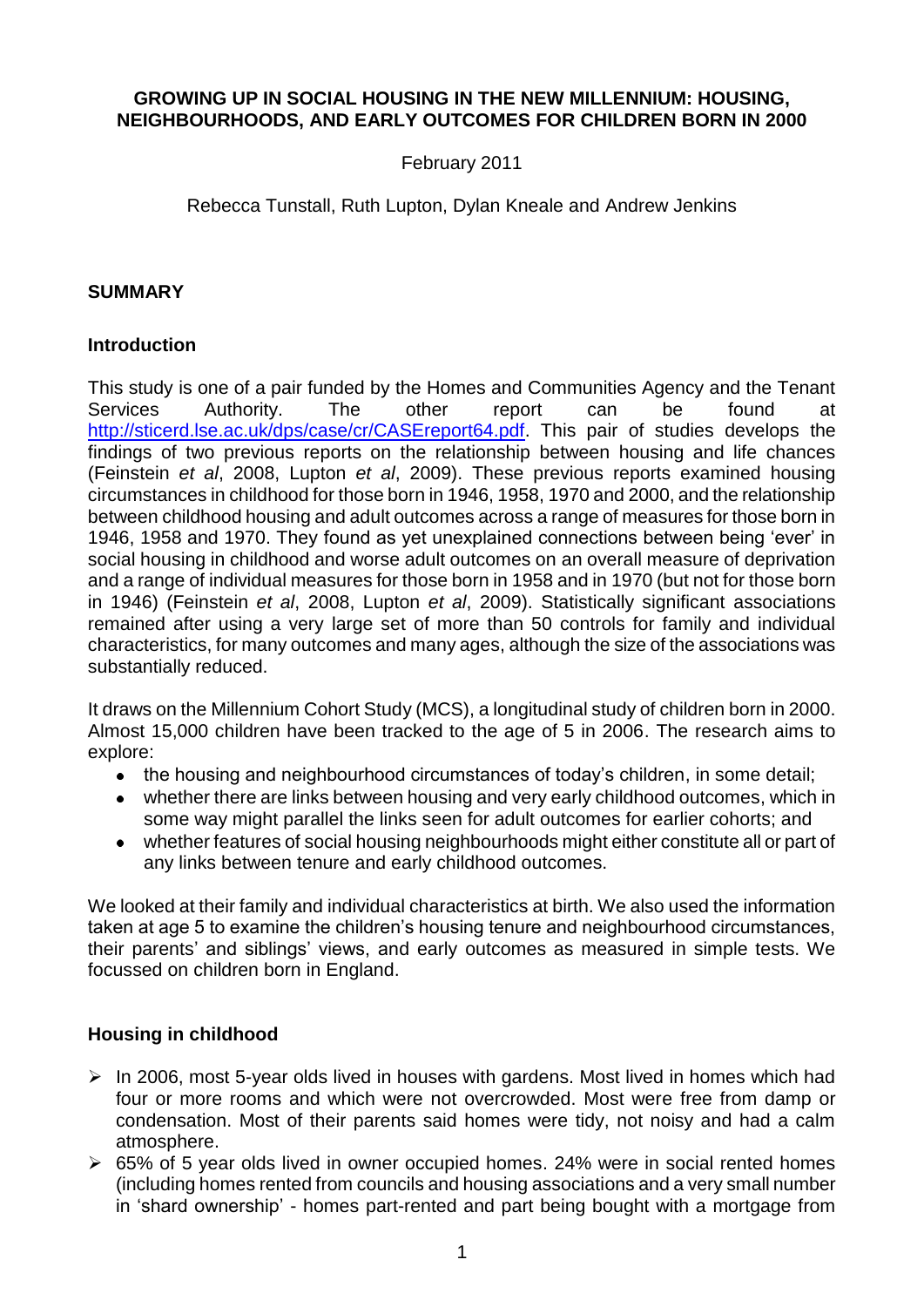**GROWING UP IN SOCIAL HOUSING IN THE NEW MILLENNIUM: HOUSING, NEIGHBOURHOODS, AND EARLY OUTCOMES FOR CHILDREN BORN IN 2000**

February 2011

Rebecca Tunstall, Ruth Lupton, Dylan Kneale and Andrew Jenkins

## SUMMARY

### Introduction

This study is one of a pair funded by the Homes and Communities Agency and the Tenant Services Authority. The other report can be found at http://sticerd.lse.ac.uk/dps/case/cr/CASEreport64.pdf. This pair of studies develops the findings of two previous reports on the relationship between housing and life chances (Feinstein *et al*, 2008, Lupton *et al*, 2009). These previous reports examined housing circumstances in childhood for those born in 1946, 1958, 1970 and 2000, and the relationship between childhood housing and adult outcomes across a range of measures for those born in 1946, 1958 and 1970. They found as yet unexplained connections between being 'ever' in social housing in childhood and worse adult outcomes on an overall measure of deprivation and a range of individual measures for those born in 1958 and in 1970 (but not for those born in 1946) (Feinstein *et al*, 2008, Lupton *et al*, 2009). Statistically significant associations remained after using a very large set of more than 50 controls for family and individual characteristics, for many outcomes and many ages, although the size of the associations was substantially reduced.

It draws on the Millennium Cohort Study (MCS), a longitudinal study of children born in 2000. Almost 15,000 children have been tracked to the age of 5 in 2006. The research aims to explore:

- the housing and neighbourhood circumstances of today's children, in some detail;
- whether there are links between housing and very early childhood outcomes, which in some way might parallel the links seen for adult outcomes for earlier cohorts; and
- whether features of social housing neighbourhoods might either constitute all or part of any links between tenure and early childhood outcomes.

We looked at their family and individual characteristics at birth. We also used the information taken at age 5 to examine the children's housing tenure and neighbourhood circumstances, their parents' and siblings' views, and early outcomes as measured in simple tests. We focussed on children born in England.

### Housing in childhood

- In 2006, most 5-year olds lived in houses with gardens. Most lived in homes which had four or more rooms and which were not overcrowded. Most were free from damp or condensation. Most of their parents said homes were tidy, not noisy and had a calm atmosphere.
- 65% of 5 year olds lived in owner occupied homes. 24% were in social rented homes (including homes rented from councils and housing associations and a very small number in 'shard ownership' - homes part-rented and part being bought with a mortgage from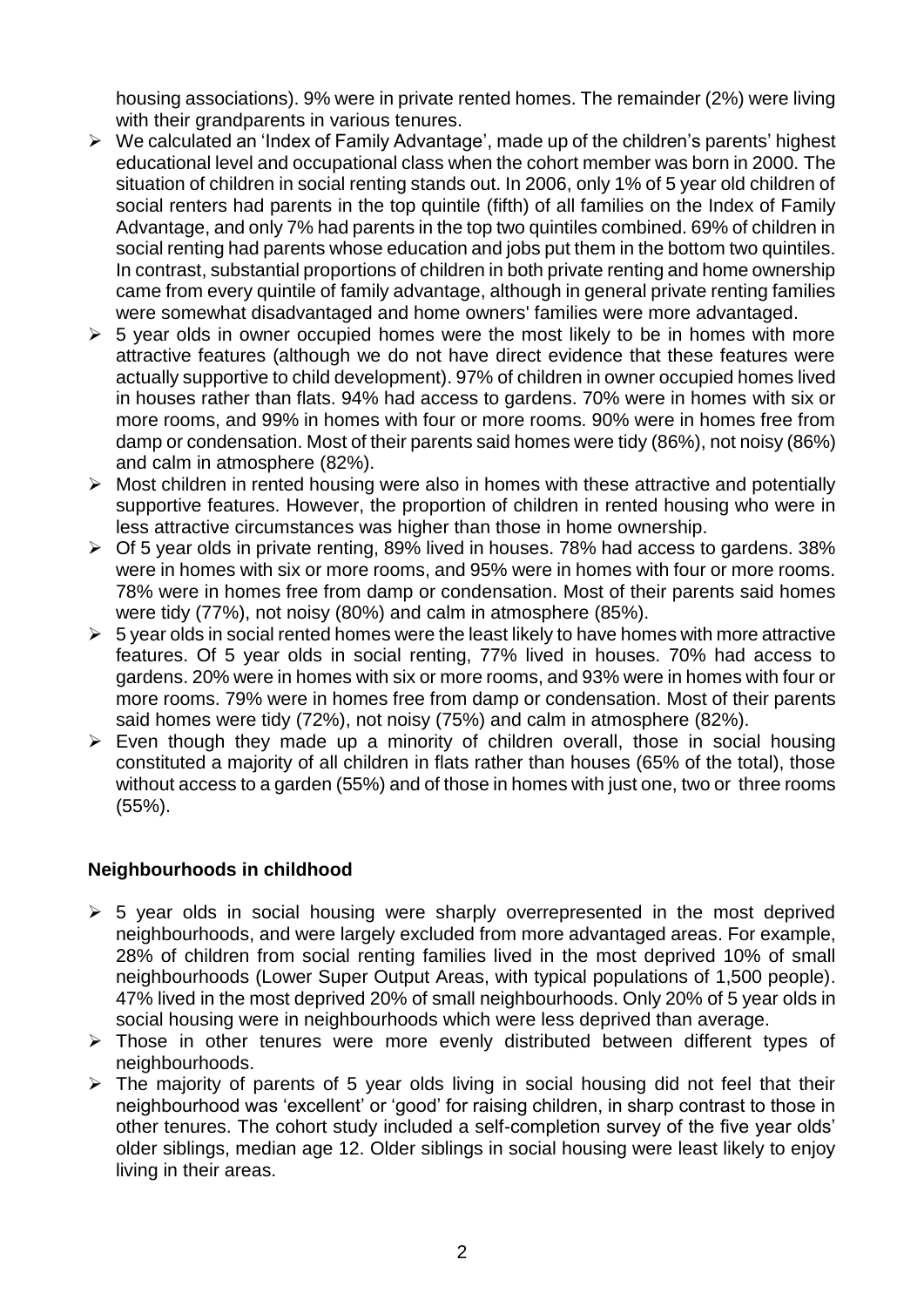housing associations). 9% were in private rented homes. The remainder (2%) were living with their grandparents in various tenures.

- We calculated an 'Index of Family Advantage', made up of the children's parents' highest educational level and occupational class when the cohort member was born in 2000. The situation of children in social renting stands out. In 2006, only 1% of 5 year old children of social renters had parents in the top quintile (fifth) of all families on the Index of Family Advantage, and only 7% had parents in the top two quintiles combined. 69% of children in social renting had parents whose education and jobs put them in the bottom two quintiles. In contrast, substantial proportions of children in both private renting and home ownership came from every quintile of family advantage, although in general private renting families were somewhat disadvantaged and home owners' families were more advantaged.
- 5 year olds in owner occupied homes were the most likely to be in homes with more attractive features (although we do not have direct evidence that these features were actually supportive to child development). 97% of children in owner occupied homes lived in houses rather than flats. 94% had access to gardens. 70% were in homes with six or more rooms, and 99% in homes with four or more rooms. 90% were in homes free from damp or condensation. Most of their parents said homes were tidy (86%), not noisy (86%) and calm in atmosphere (82%).
- Most children in rented housing were also in homes with these attractive and potentially supportive features. However, the proportion of children in rented housing who were in less attractive circumstances was higher than those in home ownership.
- Of 5 year olds in private renting, 89% lived in houses. 78% had access to gardens. 38% were in homes with six or more rooms, and 95% were in homes with four or more rooms. 78% were in homes free from damp or condensation. Most of their parents said homes were tidy (77%), not noisy (80%) and calm in atmosphere (85%).
- 5 year olds in social rented homes were the least likely to have homes with more attractive features. Of 5 year olds in social renting, 77% lived in houses. 70% had access to gardens. 20% were in homes with six or more rooms, and 93% were in homes with four or more rooms. 79% were in homes free from damp or condensation. Most of their parents said homes were tidy (72%), not noisy (75%) and calm in atmosphere (82%).
- Even though they made up a minority of children overall, those in social housing constituted a majority of all children in flats rather than houses (65% of the total), those without access to a garden (55%) and of those in homes with just one, two or three rooms (55%).

## Neighbourhoods in childhood

- 5 year olds in social housing were sharply overrepresented in the most deprived neighbourhoods, and were largely excluded from more advantaged areas. For example, 28% of children from social renting families lived in the most deprived 10% of small neighbourhoods (Lower Super Output Areas, with typical populations of 1,500 people). 47% lived in the most deprived 20% of small neighbourhoods. Only 20% of 5 year olds in social housing were in neighbourhoods which were less deprived than average.
- Those in other tenures were more evenly distributed between different types of neighbourhoods.
- The majority of parents of 5 year olds living in social housing did not feel that their neighbourhood was 'excellent' or 'good' for raising children, in sharp contrast to those in other tenures. The cohort study included a self-completion survey of the five year olds' older siblings, median age 12. Older siblings in social housing were least likely to enjoy living in their areas.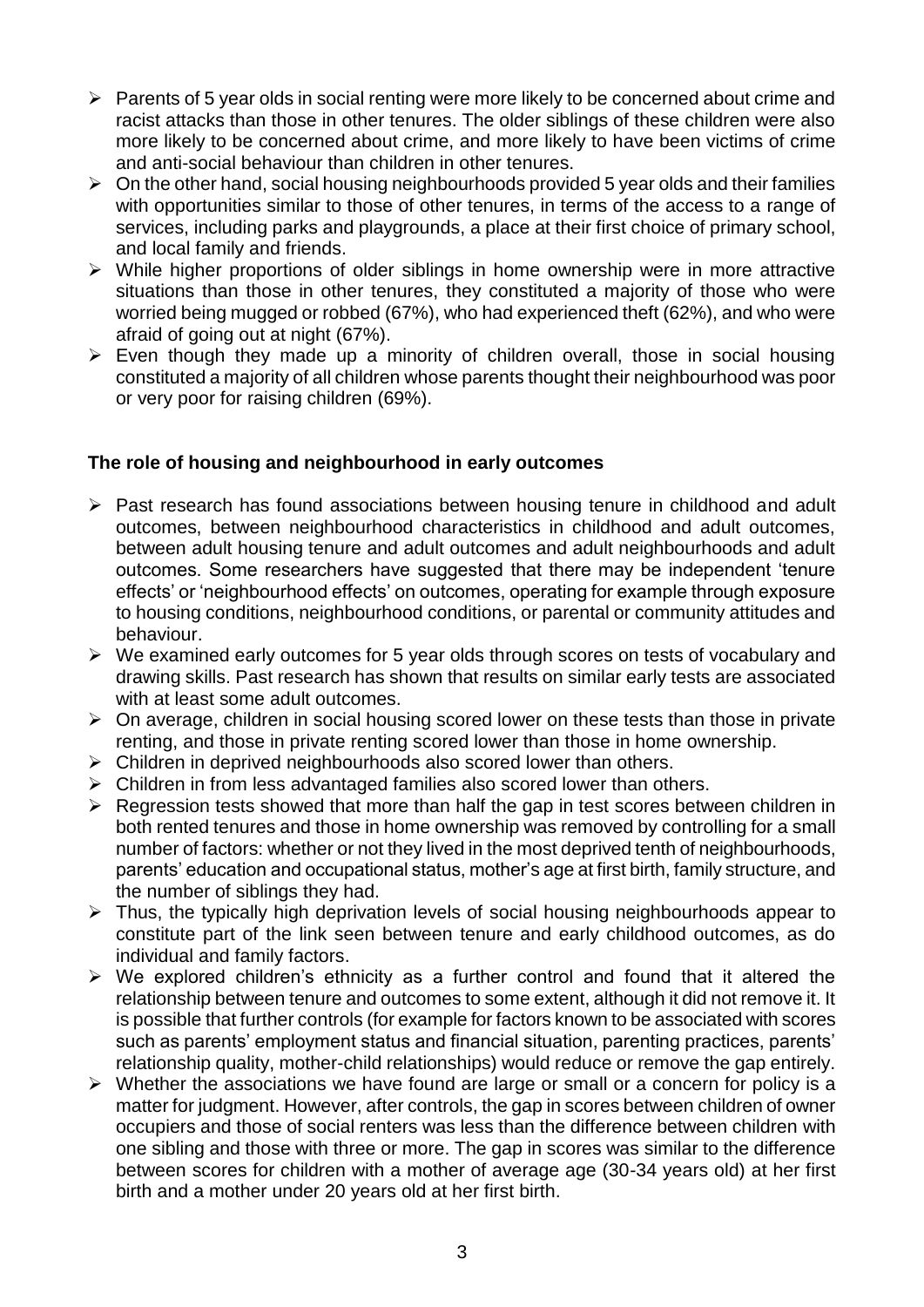- Parents of 5 year olds in social renting were more likely to be concerned about crime and racist attacks than those in other tenures. The older siblings of these children were also more likely to be concerned about crime, and more likely to have been victims of crime and anti-social behaviour than children in other tenures.
- On the other hand, social housing neighbourhoods provided 5 year olds and their families with opportunities similar to those of other tenures, in terms of the access to a range of services, including parks and playgrounds, a place at their first choice of primary school, and local family and friends.
- While higher proportions of older siblings in home ownership were in more attractive situations than those in other tenures, they constituted a majority of those who were worried being mugged or robbed (67%), who had experienced theft (62%), and who were afraid of going out at night (67%).
- Even though they made up a minority of children overall, those in social housing constituted a majority of all children whose parents thought their neighbourhood was poor or very poor for raising children (69%).

**The role of housing and neighbourhood in early outcomes**

- Past research has found associations between housing tenure in childhood and adult outcomes, between neighbourhood characteristics in childhood and adult outcomes, between adult housing tenure and adult outcomes and adult neighbourhoods and adult outcomes. Some researchers have suggested that there may be independent 'tenure effects' or 'neighbourhood effects' on outcomes, operating for example through exposure to housing conditions, neighbourhood conditions, or parental or community attitudes and behaviour.
- We examined early outcomes for 5 year olds through scores on tests of vocabulary and drawing skills. Past research has shown that results on similar early tests are associated with at least some adult outcomes.
- On average, children in social housing scored lower on these tests than those in private renting, and those in private renting scored lower than those in home ownership.
- Children in deprived neighbourhoods also scored lower than others.
- Children in from less advantaged families also scored lower than others.
- Regression tests showed that more than half the gap in test scores between children in both rented tenures and those in home ownership was removed by controlling for a small number of factors: whether or not they lived in the most deprived tenth of neighbourhoods, parents' education and occupational status, mother's age at first birth, family structure, and the number of siblings they had.
- Thus, the typically high deprivation levels of social housing neighbourhoods appear to constitute part of the link seen between tenure and early childhood outcomes, as do individual and family factors.
- We explored children's ethnicity as a further control and found that it altered the relationship between tenure and outcomes to some extent, although it did not remove it. It is possible that further controls (for example for factors known to be associated with scores such as parents' employment status and financial situation, parenting practices, parents' relationship quality, mother-child relationships) would reduce or remove the gap entirely.
- Whether the associations we have found are large or small or a concern for policy is a matter for judgment. However, after controls, the gap in scores between children of owner occupiers and those of social renters was less than the difference between children with one sibling and those with three or more. The gap in scores was similar to the difference between scores for children with a mother of average age (30-34 years old) at her first birth and a mother under 20 years old at her first birth.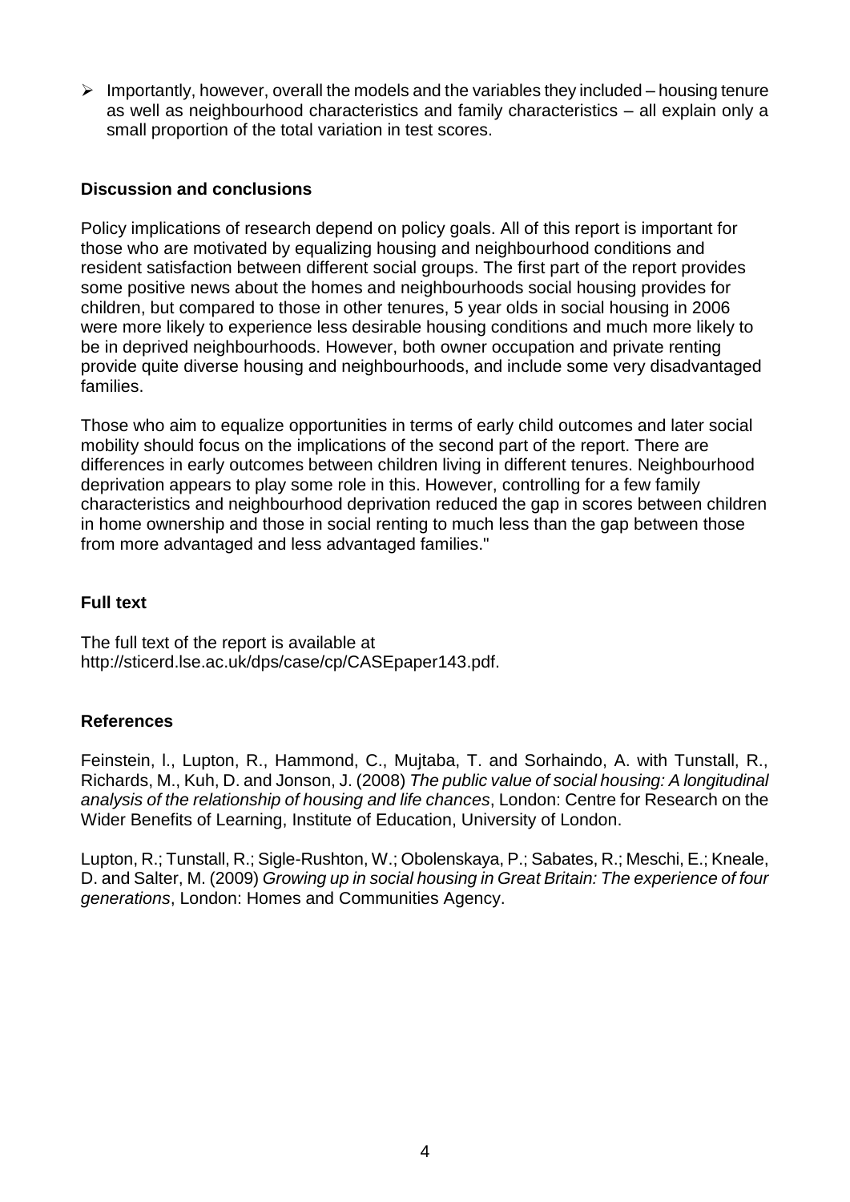- Importantly, however, overall the models and the variables they included – housing tenure as well as neighbourhood characteristics and family characteristics – all explain only a small proportion of the total variation in test scores.

## Discussion and conclusions

Policy implications of research depend on policy goals. All of this report is important for those who are motivated by equalizing housing and neighbourhood conditions and resident satisfaction between different social groups. The first part of the report provides some positive news about the homes and neighbourhoods social housing provides for children, but compared to those in other tenures, 5 year olds in social housing in 2006 were more likely to experience less desirable housing conditions and much more likely to be in deprived neighbourhoods. However, both owner occupation and private renting provide quite diverse housing and neighbourhoods, and include some very disadvantaged families.

Those who aim to equalize opportunities in terms of early child outcomes and later social mobility should focus on the implications of the second part of the report. There are differences in early outcomes between children living in different tenures. Neighbourhood deprivation appears to play some role in this. However, controlling for a few family characteristics and neighbourhood deprivation reduced the gap in scores between children in home ownership and those in social renting to much less than the gap between those from more advantaged and less advantaged families."

## Full text

The full text of the report is available at http://sticerd.lse.ac.uk/dps/case/cp/CASEpaper143.pdf.

## References

Feinstein, l., Lupton, R., Hammond, C., Mujtaba, T. and Sorhaindo, A. with Tunstall, R., Richards, M., Kuh, D. and Jonson, J. (2008) *The public value of social housing: A longitudinal analysis of the relationship of housing and life chances*, London: Centre for Research on the Wider Benefits of Learning, Institute of Education, University of London.

Lupton, R.; Tunstall, R.; Sigle-Rushton, W.; Obolenskaya, P.; Sabates, R.; Meschi, E.; Kneale, D. and Salter, M. (2009) *Growing up in social housing in Great Britain: The experience of four generations*, London: Homes and Communities Agency.